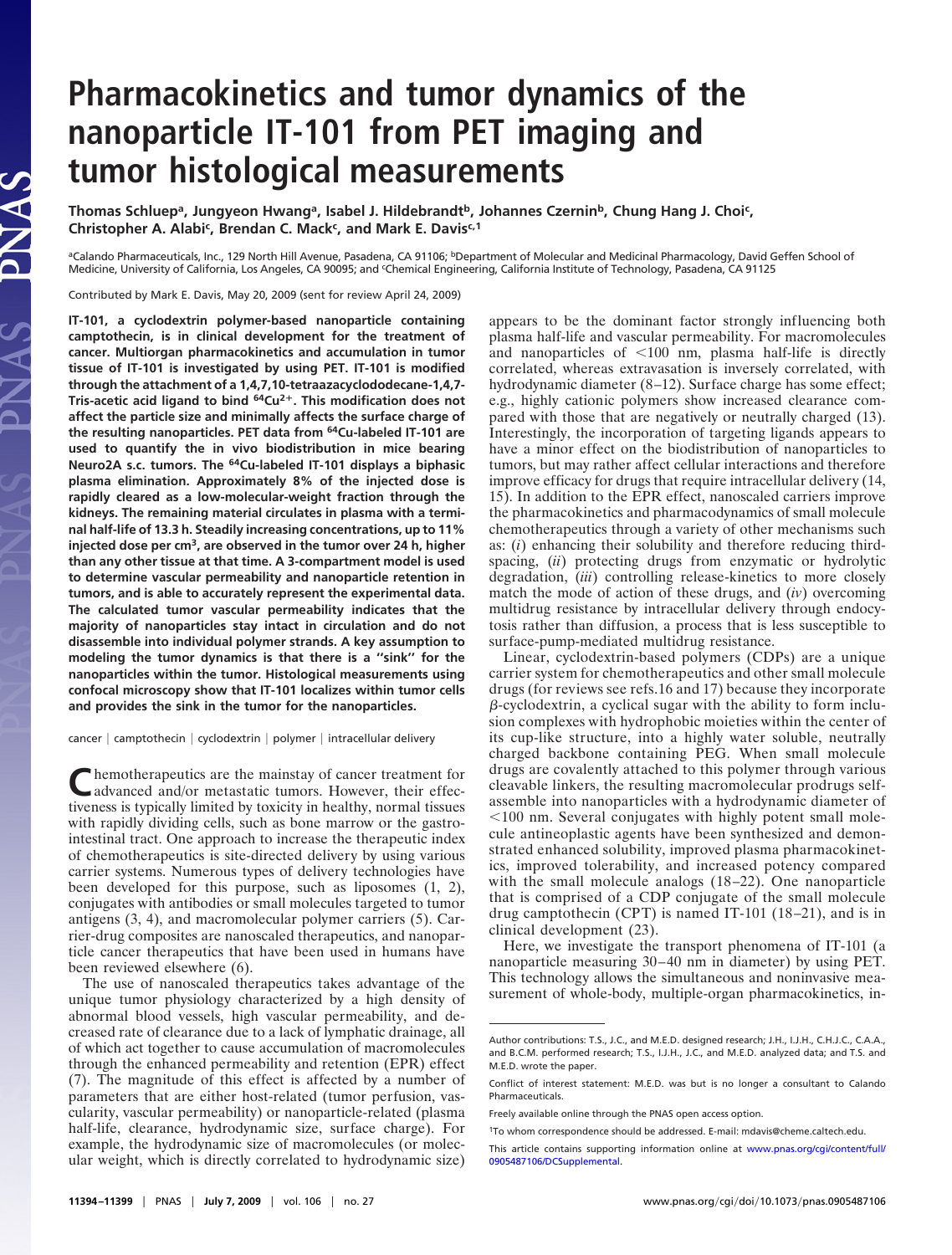# Pharmacokinetics and tumor dynamics of the nanoparticle IT-101 from PET imaging and tumor histological measurements

Thomas Schluep[a], Jungyeon Hwang[a], Isabel J. Hildebrandt[b], Johannes Czernin[b], Chung Hang J. Choi[c], Christopher A. Alabi[c], Brendan C. Mack[c], and Mark E. Davis[c,1]

[a]Calando Pharmaceuticals, Inc., 129 North Hill Avenue, Pasadena, CA 91106; [b]Department of Molecular and Medicinal Pharmacology, David Geffen School of Medicine, University of California, Los Angeles, CA 90095; and [c]Chemical Engineering, California Institute of Technology, Pasadena, CA 91125

Contributed by Mark E. Davis, May 20, 2009 (sent for review April 24, 2009)

**IT-101, a cyclodextrin polymer-based nanoparticle containing camptothecin, is in clinical development for the treatment of cancer. Multiorgan pharmacokinetics and accumulation in tumor tissue of IT-101 is investigated by using PET. IT-101 is modified through the attachment of a 1,4,7,10-tetraazacyclododecane-1,4,7-Tris-acetic acid ligand to bind $^{64}Cu^{2+}$. This modification does not affect the particle size and minimally affects the surface charge of the resulting nanoparticles. PET data from $^{64}$Cu-labeled IT-101 are used to quantify the in vivo biodistribution in mice bearing Neuro2A s.c. tumors. The $^{64}$Cu-labeled IT-101 displays a biphasic plasma elimination. Approximately 8% of the injected dose is rapidly cleared as a low-molecular-weight fraction through the kidneys. The remaining material circulates in plasma with a terminal half-life of 13.3 h. Steadily increasing concentrations, up to 11% injected dose per cm$^3$, are observed in the tumor over 24 h, higher than any other tissue at that time. A 3-compartment model is used to determine vascular permeability and nanoparticle retention in tumors, and is able to accurately represent the experimental data. The calculated tumor vascular permeability indicates that the majority of nanoparticles stay intact in circulation and do not disassemble into individual polymer strands. A key assumption to modeling the tumor dynamics is that there is a "sink" for the nanoparticles within the tumor. Histological measurements using confocal microscopy show that IT-101 localizes within tumor cells and provides the sink in the tumor for the nanoparticles.**

cancer | camptothecin | cyclodextrin | polymer | intracellular delivery

Chemotherapeutics are the mainstay of cancer treatment for advanced and/or metastatic tumors. However, their effectiveness is typically limited by toxicity in healthy, normal tissues with rapidly dividing cells, such as bone marrow or the gastrointestinal tract. One approach to increase the therapeutic index of chemotherapeutics is site-directed delivery by using various carrier systems. Numerous types of delivery technologies have been developed for this purpose, such as liposomes (1, 2), conjugates with antibodies or small molecules targeted to tumor antigens (3, 4), and macromolecular polymer carriers (5). Carrier-drug composites are nanoscaled therapeutics, and nanoparticle cancer therapeutics that have been used in humans have been reviewed elsewhere (6).

The use of nanoscaled therapeutics takes advantage of the unique tumor physiology characterized by a high density of abnormal blood vessels, high vascular permeability, and decreased rate of clearance due to a lack of lymphatic drainage, all of which act together to cause accumulation of macromolecules through the enhanced permeability and retention (EPR) effect (7). The magnitude of this effect is affected by a number of parameters that are either host-related (tumor perfusion, vascularity, vascular permeability) or nanoparticle-related (plasma half-life, clearance, hydrodynamic size, surface charge). For example, the hydrodynamic size of macromolecules (or molecular weight, which is directly correlated to hydrodynamic size) appears to be the dominant factor strongly influencing both plasma half-life and vascular permeability. For macromolecules and nanoparticles of <100 nm, plasma half-life is directly correlated, whereas extravasation is inversely correlated, with hydrodynamic diameter (8–12). Surface charge has some effect; e.g., highly cationic polymers show increased clearance compared with those that are negatively or neutrally charged (13). Interestingly, the incorporation of targeting ligands appears to have a minor effect on the biodistribution of nanoparticles to tumors, but may rather affect cellular interactions and therefore improve efficacy for drugs that require intracellular delivery (14, 15). In addition to the EPR effect, nanoscaled carriers improve the pharmacokinetics and pharmacodynamics of small molecule chemotherapeutics through a variety of other mechanisms such as: (*i*) enhancing their solubility and therefore reducing third-spacing, (*ii*) protecting drugs from enzymatic or hydrolytic degradation, (*iii*) controlling release-kinetics to more closely match the mode of action of these drugs, and (*iv*) overcoming multidrug resistance by intracellular delivery through endocytosis rather than diffusion, a process that is less susceptible to surface-pump-mediated multidrug resistance.

Linear, cyclodextrin-based polymers (CDPs) are a unique carrier system for chemotherapeutics and other small molecule drugs (for reviews see refs.16 and 17) because they incorporate $\beta$-cyclodextrin, a cyclical sugar with the ability to form inclusion complexes with hydrophobic moieties within the center of its cup-like structure, into a highly water soluble, neutrally charged backbone containing PEG. When small molecule drugs are covalently attached to this polymer through various cleavable linkers, the resulting macromolecular prodrugs self-assemble into nanoparticles with a hydrodynamic diameter of <100 nm. Several conjugates with highly potent small molecule antineoplastic agents have been synthesized and demonstrated enhanced solubility, improved plasma pharmacokinetics, improved tolerability, and increased potency compared with the small molecule analogs (18–22). One nanoparticle that is comprised of a CDP conjugate of the small molecule drug camptothecin (CPT) is named IT-101 (18–21), and is in clinical development (23).

Here, we investigate the transport phenomena of IT-101 (a nanoparticle measuring 30–40 nm in diameter) by using PET. This technology allows the simultaneous and noninvasive measurement of whole-body, multiple-organ pharmacokinetics, in-

Author contributions: T.S., J.C., and M.E.D. designed research; J.H., I.J.H., C.H.J.C., C.A.A., and B.C.M. performed research; T.S., I.J.H., J.C., and M.E.D. analyzed data; and T.S. and M.E.D. wrote the paper.

Conflict of interest statement: M.E.D. was but is no longer a consultant to Calando Pharmaceuticals.

Freely available online through the PNAS open access option.

[1]To whom correspondence should be addressed. E-mail: mdavis@cheme.caltech.edu.

This article contains supporting information online at www.pnas.org/cgi/content/full/0905487106/DCSupplemental.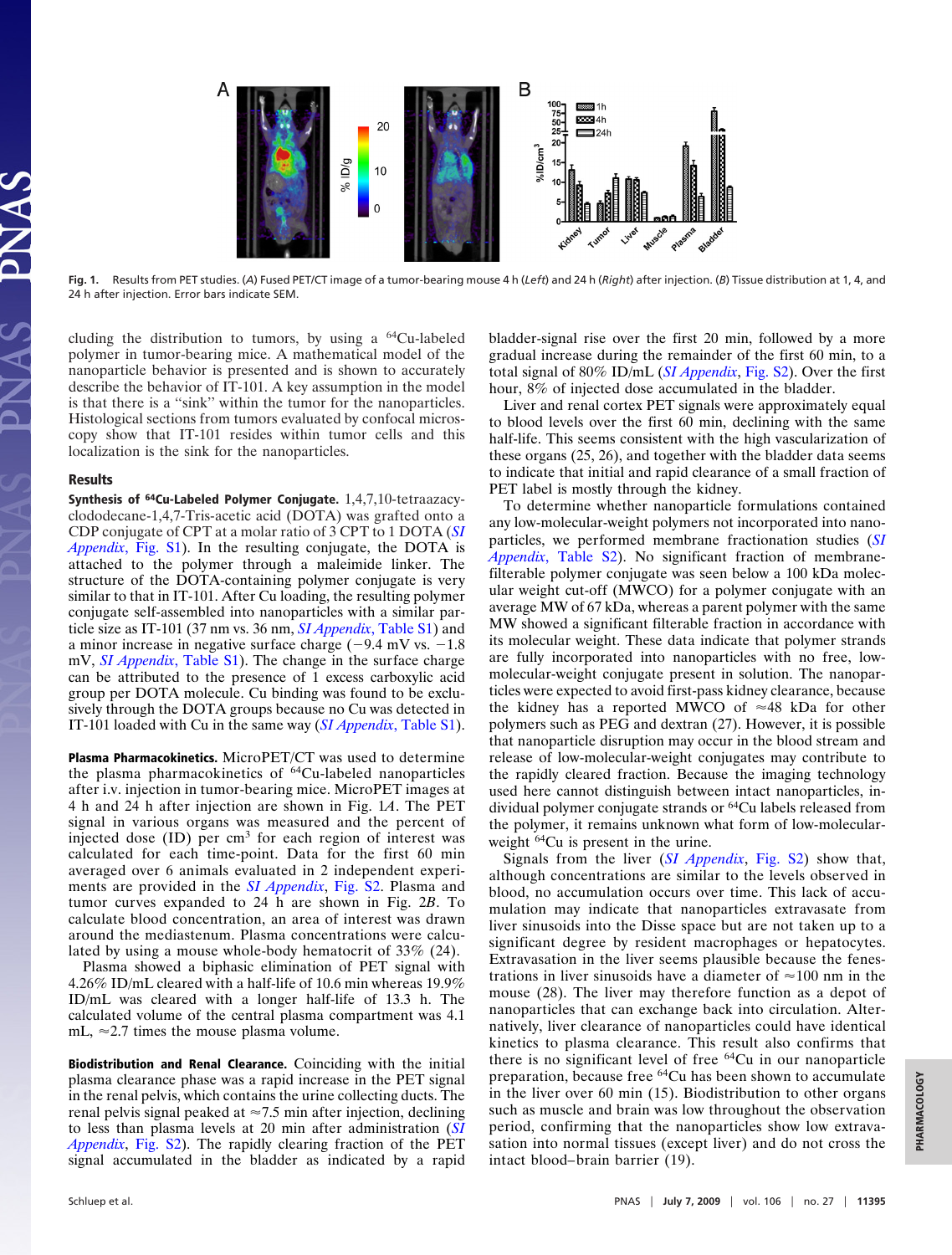**Fig. 1.** Results from PET studies. (*A*) Fused PET/CT image of a tumor-bearing mouse 4 h (*Left*) and 24 h (*Right*) after injection. (*B*) Tissue distribution at 1, 4, and 24 h after injection. Error bars indicate SEM.

cluding the distribution to tumors, by using a $^{64}$Cu-labeled polymer in tumor-bearing mice. A mathematical model of the nanoparticle behavior is presented and is shown to accurately describe the behavior of IT-101. A key assumption in the model is that there is a "sink" within the tumor for the nanoparticles. Histological sections from tumors evaluated by confocal microscopy show that IT-101 resides within tumor cells and this localization is the sink for the nanoparticles.

## Results

**Synthesis of $^{64}$Cu-Labeled Polymer Conjugate.** 1,4,7,10-tetraazacyclododecane-1,4,7-Tris-acetic acid (DOTA) was grafted onto a CDP conjugate of CPT at a molar ratio of 3 CPT to 1 DOTA (*SI Appendix*, Fig. S1). In the resulting conjugate, the DOTA is attached to the polymer through a maleimide linker. The structure of the DOTA-containing polymer conjugate is very similar to that in IT-101. After Cu loading, the resulting polymer conjugate self-assembled into nanoparticles with a similar particle size as IT-101 (37 nm vs. 36 nm, *SI Appendix*, Table S1) and a minor increase in negative surface charge (−9.4 mV vs. −1.8 mV, *SI Appendix*, Table S1). The change in the surface charge can be attributed to the presence of 1 excess carboxylic acid group per DOTA molecule. Cu binding was found to be exclusively through the DOTA groups because no Cu was detected in IT-101 loaded with Cu in the same way (*SI Appendix*, Table S1).

**Plasma Pharmacokinetics.** MicroPET/CT was used to determine the plasma pharmacokinetics of $^{64}$Cu-labeled nanoparticles after i.v. injection in tumor-bearing mice. MicroPET images at 4 h and 24 h after injection are shown in Fig. 1*A*. The PET signal in various organs was measured and the percent of injected dose (ID) per cm$^3$ for each region of interest was calculated for each time-point. Data for the first 60 min averaged over 6 animals evaluated in 2 independent experiments are provided in the *SI Appendix*, Fig. S2. Plasma and tumor curves expanded to 24 h are shown in Fig. 2*B*. To calculate blood concentration, an area of interest was drawn around the mediastenum. Plasma concentrations were calculated by using a mouse whole-body hematocrit of 33% (24).

Plasma showed a biphasic elimination of PET signal with 4.26% ID/mL cleared with a half-life of 10.6 min whereas 19.9% ID/mL was cleared with a longer half-life of 13.3 h. The calculated volume of the central plasma compartment was 4.1 mL, ≈2.7 times the mouse plasma volume.

**Biodistribution and Renal Clearance.** Coinciding with the initial plasma clearance phase was a rapid increase in the PET signal in the renal pelvis, which contains the urine collecting ducts. The renal pelvis signal peaked at ≈7.5 min after injection, declining to less than plasma levels at 20 min after administration (*SI Appendix*, Fig. S2). The rapidly clearing fraction of the PET signal accumulated in the bladder as indicated by a rapid bladder-signal rise over the first 20 min, followed by a more gradual increase during the remainder of the first 60 min, to a total signal of 80% ID/mL (*SI Appendix*, Fig. S2). Over the first hour, 8% of injected dose accumulated in the bladder.

Liver and renal cortex PET signals were approximately equal to blood levels over the first 60 min, declining with the same half-life. This seems consistent with the high vascularization of these organs (25, 26), and together with the bladder data seems to indicate that initial and rapid clearance of a small fraction of PET label is mostly through the kidney.

To determine whether nanoparticle formulations contained any low-molecular-weight polymers not incorporated into nanoparticles, we performed membrane fractionation studies (*SI Appendix*, Table S2). No significant fraction of membrane-filterable polymer conjugate was seen below a 100 kDa molecular weight cut-off (MWCO) for a polymer conjugate with an average MW of 67 kDa, whereas a parent polymer with the same MW showed a significant filterable fraction in accordance with its molecular weight. These data indicate that polymer strands are fully incorporated into nanoparticles with no free, low-molecular-weight conjugate present in solution. The nanoparticles were expected to avoid first-pass kidney clearance, because the kidney has a reported MWCO of ≈48 kDa for other polymers such as PEG and dextran (27). However, it is possible that nanoparticle disruption may occur in the blood stream and release of low-molecular-weight conjugates may contribute to the rapidly cleared fraction. Because the imaging technology used here cannot distinguish between intact nanoparticles, individual polymer conjugate strands or $^{64}$Cu labels released from the polymer, it remains unknown what form of low-molecular-weight $^{64}$Cu is present in the urine.

Signals from the liver (*SI Appendix*, Fig. S2) show that, although concentrations are similar to the levels observed in blood, no accumulation occurs over time. This lack of accumulation may indicate that nanoparticles extravasate from liver sinusoids into the Disse space but are not taken up to a significant degree by resident macrophages or hepatocytes. Extravasation in the liver seems plausible because the fenestrations in liver sinusoids have a diameter of ≈100 nm in the mouse (28). The liver may therefore function as a depot of nanoparticles that can exchange back into circulation. Alternatively, liver clearance of nanoparticles could have identical kinetics to plasma clearance. This result also confirms that there is no significant level of free $^{64}$Cu in our nanoparticle preparation, because free $^{64}$Cu has been shown to accumulate in the liver over 60 min (15). Biodistribution to other organs such as muscle and brain was low throughout the observation period, confirming that the nanoparticles show low extravasation into normal tissues (except liver) and do not cross the intact blood–brain barrier (19).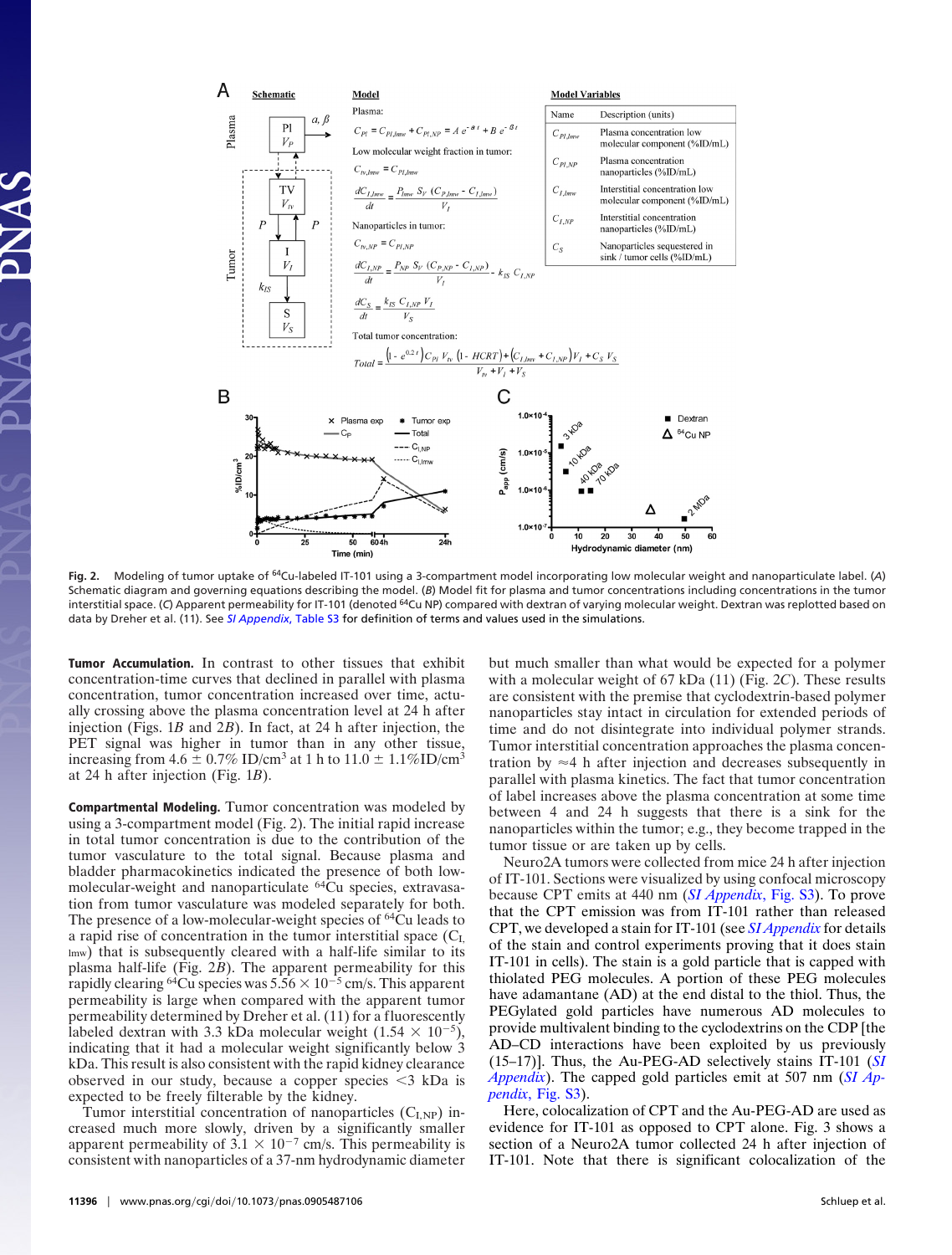Fig. 2. Modeling of tumor uptake of $^{64}$Cu-labeled IT-101 using a 3-compartment model incorporating low molecular weight and nanoparticulate label. (A) Schematic diagram and governing equations describing the model. (B) Model fit for plasma and tumor concentrations including concentrations in the tumor interstitial space. (C) Apparent permeability for IT-101 (denoted $^{64}$Cu NP) compared with dextran of varying molecular weight. Dextran was replotted based on data by Dreher et al. (11). See SI Appendix, Table S3 for definition of terms and values used in the simulations.

**Tumor Accumulation.** In contrast to other tissues that exhibit concentration-time curves that declined in parallel with plasma concentration, tumor concentration increased over time, actually crossing above the plasma concentration level at 24 h after injection (Figs. 1B and 2B). In fact, at 24 h after injection, the PET signal was higher in tumor than in any other tissue, increasing from 4.6 ± 0.7% ID/cm$^3$ at 1 h to 11.0 ± 1.1%ID/cm$^3$ at 24 h after injection (Fig. 1B).

**Compartmental Modeling.** Tumor concentration was modeled by using a 3-compartment model (Fig. 2). The initial rapid increase in total tumor concentration is due to the contribution of the tumor vasculature to the total signal. Because plasma and bladder pharmacokinetics indicated the presence of both low-molecular-weight and nanoparticulate $^{64}$Cu species, extravasation from tumor vasculature was modeled separately for both. The presence of a low-molecular-weight species of $^{64}$Cu leads to a rapid rise of concentration in the tumor interstitial space ($C_{I,lmw}$) that is subsequently cleared with a half-life similar to its plasma half-life (Fig. 2B). The apparent permeability for this rapidly clearing $^{64}$Cu species was $5.56 \times 10^{-5}$ cm/s. This apparent permeability is large when compared with the apparent tumor permeability determined by Dreher et al. (11) for a fluorescently labeled dextran with 3.3 kDa molecular weight ($1.54 \times 10^{-5}$), indicating that it had a molecular weight significantly below 3 kDa. This result is also consistent with the rapid kidney clearance observed in our study, because a copper species <3 kDa is expected to be freely filterable by the kidney.

Tumor interstitial concentration of nanoparticles ($C_{I,NP}$) increased much more slowly, driven by a significantly smaller apparent permeability of $3.1 \times 10^{-7}$ cm/s. This permeability is consistent with nanoparticles of a 37-nm hydrodynamic diameter but much smaller than what would be expected for a polymer with a molecular weight of 67 kDa (11) (Fig. 2C). These results are consistent with the premise that cyclodextrin-based polymer nanoparticles stay intact in circulation for extended periods of time and do not disintegrate into individual polymer strands. Tumor interstitial concentration approaches the plasma concentration by ≈4 h after injection and decreases subsequently in parallel with plasma kinetics. The fact that tumor concentration of label increases above the plasma concentration at some time between 4 and 24 h suggests that there is a sink for the nanoparticles within the tumor; e.g., they become trapped in the tumor tissue or are taken up by cells.

Neuro2A tumors were collected from mice 24 h after injection of IT-101. Sections were visualized by using confocal microscopy because CPT emits at 440 nm (SI Appendix, Fig. S3). To prove that the CPT emission was from IT-101 rather than released CPT, we developed a stain for IT-101 (see SI Appendix for details of the stain and control experiments proving that it does stain IT-101 in cells). The stain is a gold particle that is capped with thiolated PEG molecules. A portion of these PEG molecules have adamantane (AD) at the end distal to the thiol. Thus, the PEGylated gold particles have numerous AD molecules to provide multivalent binding to the cyclodextrins on the CDP [the AD–CD interactions have been exploited by us previously (15–17)]. Thus, the Au-PEG-AD selectively stains IT-101 (SI Appendix). The capped gold particles emit at 507 nm (SI Appendix, Fig. S3).

Here, colocalization of CPT and the Au-PEG-AD are used as evidence for IT-101 as opposed to CPT alone. Fig. 3 shows a section of a Neuro2A tumor collected 24 h after injection of IT-101. Note that there is significant colocalization of the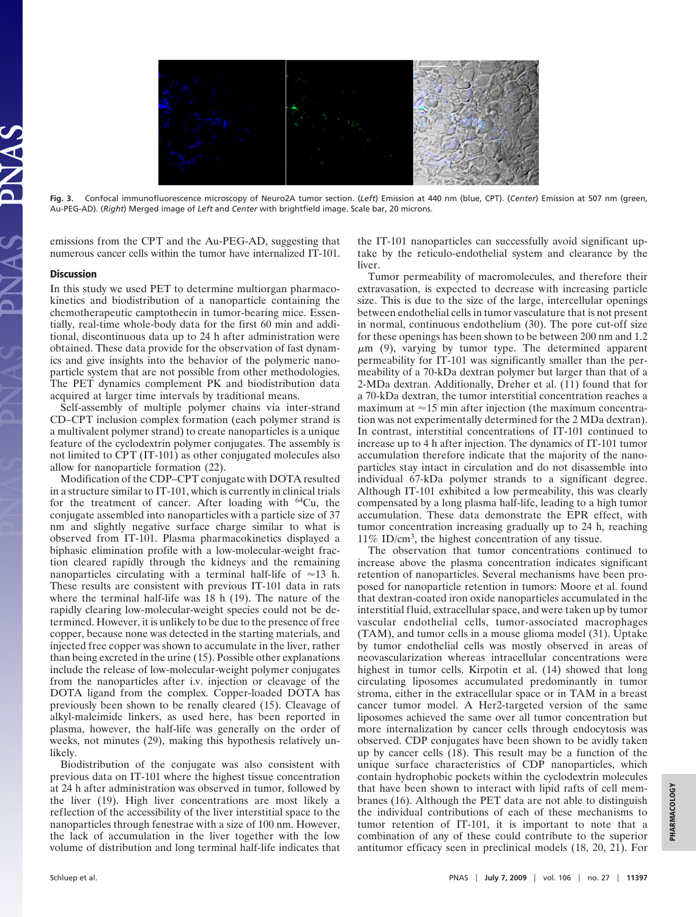**Fig. 3.** Confocal immunofluorescence microscopy of Neuro2A tumor section. (*Left*) Emission at 440 nm (blue, CPT). (*Center*) Emission at 507 nm (green, Au-PEG-AD). (*Right*) Merged image of *Left* and *Center* with brightfield image. Scale bar, 20 microns.

emissions from the CPT and the Au-PEG-AD, suggesting that numerous cancer cells within the tumor have internalized IT-101.

## Discussion

In this study we used PET to determine multiorgan pharmacokinetics and biodistribution of a nanoparticle containing the chemotherapeutic camptothecin in tumor-bearing mice. Essentially, real-time whole-body data for the first 60 min and additional, discontinuous data up to 24 h after administration were obtained. These data provide for the observation of fast dynamics and give insights into the behavior of the polymeric nanoparticle system that are not possible from other methodologies. The PET dynamics complement PK and biodistribution data acquired at larger time intervals by traditional means.

Self-assembly of multiple polymer chains via inter-strand CD–CPT inclusion complex formation (each polymer strand is a multivalent polymer strand) to create nanoparticles is a unique feature of the cyclodextrin polymer conjugates. The assembly is not limited to CPT (IT-101) as other conjugated molecules also allow for nanoparticle formation (22).

Modification of the CDP–CPT conjugate with DOTA resulted in a structure similar to IT-101, which is currently in clinical trials for the treatment of cancer. After loading with $^{64}$Cu, the conjugate assembled into nanoparticles with a particle size of 37 nm and slightly negative surface charge similar to what is observed from IT-101. Plasma pharmacokinetics displayed a biphasic elimination profile with a low-molecular-weight fraction cleared rapidly through the kidneys and the remaining nanoparticles circulating with a terminal half-life of $\approx$13 h. These results are consistent with previous IT-101 data in rats where the terminal half-life was 18 h (19). The nature of the rapidly clearing low-molecular-weight species could not be determined. However, it is unlikely to be due to the presence of free copper, because none was detected in the starting materials, and injected free copper was shown to accumulate in the liver, rather than being excreted in the urine (15). Possible other explanations include the release of low-molecular-weight polymer conjugates from the nanoparticles after i.v. injection or cleavage of the DOTA ligand from the complex. Copper-loaded DOTA has previously been shown to be renally cleared (15). Cleavage of alkyl-maleimide linkers, as used here, has been reported in plasma, however, the half-life was generally on the order of weeks, not minutes (29), making this hypothesis relatively unlikely.

Biodistribution of the conjugate was also consistent with previous data on IT-101 where the highest tissue concentration at 24 h after administration was observed in tumor, followed by the liver (19). High liver concentrations are most likely a reflection of the accessibility of the liver interstitial space to the nanoparticles through fenestrae with a size of 100 nm. However, the lack of accumulation in the liver together with the low volume of distribution and long terminal half-life indicates that the IT-101 nanoparticles can successfully avoid significant uptake by the reticulo-endothelial system and clearance by the liver.

Tumor permeability of macromolecules, and therefore their extravasation, is expected to decrease with increasing particle size. This is due to the size of the large, intercellular openings between endothelial cells in tumor vasculature that is not present in normal, continuous endothelium (30). The pore cut-off size for these openings has been shown to be between 200 nm and 1.2 $\mu$m (9), varying by tumor type. The determined apparent permeability for IT-101 was significantly smaller than the permeability of a 70-kDa dextran polymer but larger than that of a 2-MDa dextran. Additionally, Dreher et al. (11) found that for a 70-kDa dextran, the tumor interstitial concentration reaches a maximum at $\approx$15 min after injection (the maximum concentration was not experimentally determined for the 2 MDa dextran). In contrast, interstitial concentrations of IT-101 continued to increase up to 4 h after injection. The dynamics of IT-101 tumor accumulation therefore indicate that the majority of the nanoparticles stay intact in circulation and do not disassemble into individual 67-kDa polymer strands to a significant degree. Although IT-101 exhibited a low permeability, this was clearly compensated by a long plasma half-life, leading to a high tumor accumulation. These data demonstrate the EPR effect, with tumor concentration increasing gradually up to 24 h, reaching 11% ID/cm$^3$, the highest concentration of any tissue.

The observation that tumor concentrations continued to increase above the plasma concentration indicates significant retention of nanoparticles. Several mechanisms have been proposed for nanoparticle retention in tumors: Moore et al. found that dextran-coated iron oxide nanoparticles accumulated in the interstitial fluid, extracellular space, and were taken up by tumor vascular endothelial cells, tumor-associated macrophages (TAM), and tumor cells in a mouse glioma model (31). Uptake by tumor endothelial cells was mostly observed in areas of neovascularization whereas intracellular concentrations were highest in tumor cells. Kirpotin et al. (14) showed that long circulating liposomes accumulated predominantly in tumor stroma, either in the extracellular space or in TAM in a breast cancer tumor model. A Her2-targeted version of the same liposomes achieved the same over all tumor concentration but more internalization by cancer cells through endocytosis was observed. CDP conjugates have been shown to be avidly taken up by cancer cells (18). This result may be a function of the unique surface characteristics of CDP nanoparticles, which contain hydrophobic pockets within the cyclodextrin molecules that have been shown to interact with lipid rafts of cell membranes (16). Although the PET data are not able to distinguish the individual contributions of each of these mechanisms to tumor retention of IT-101, it is important to note that a combination of any of these could contribute to the superior antitumor efficacy seen in preclinical models (18, 20, 21). For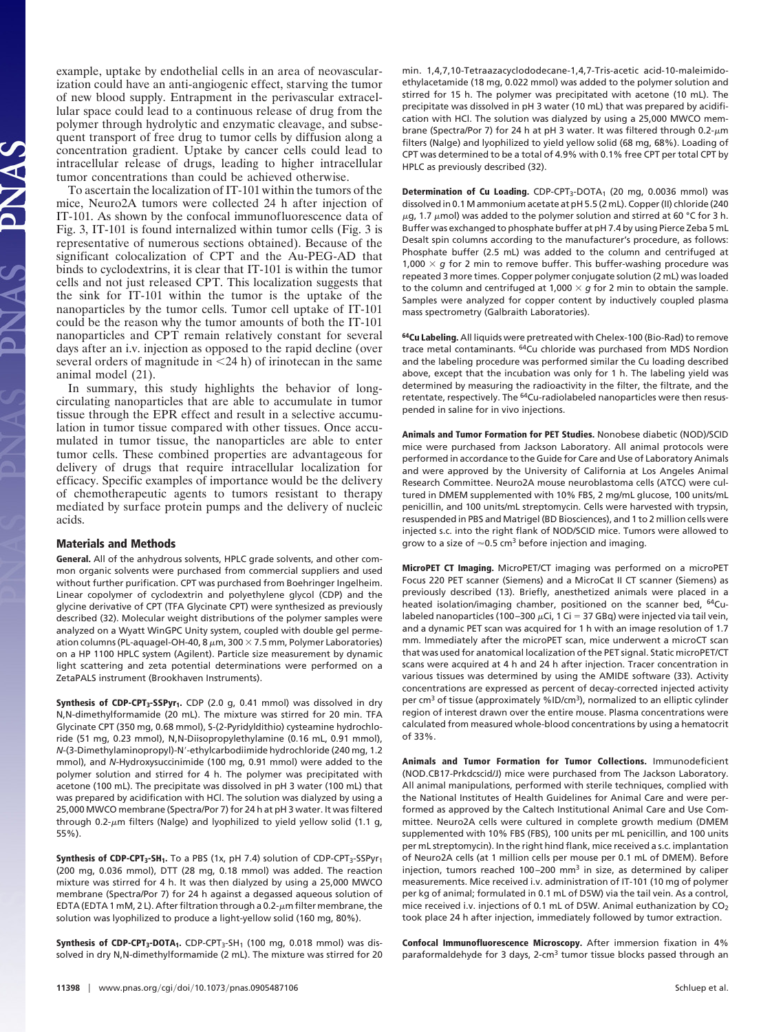example, uptake by endothelial cells in an area of neovascularization could have an anti-angiogenic effect, starving the tumor of new blood supply. Entrapment in the perivascular extracellular space could lead to a continuous release of drug from the polymer through hydrolytic and enzymatic cleavage, and subsequent transport of free drug to tumor cells by diffusion along a concentration gradient. Uptake by cancer cells could lead to intracellular release of drugs, leading to higher intracellular tumor concentrations than could be achieved otherwise.

To ascertain the localization of IT-101 within the tumors of the mice, Neuro2A tumors were collected 24 h after injection of IT-101. As shown by the confocal immunofluorescence data of Fig. 3, IT-101 is found internalized within tumor cells (Fig. 3 is representative of numerous sections obtained). Because of the significant colocalization of CPT and the Au-PEG-AD that binds to cyclodextrins, it is clear that IT-101 is within the tumor cells and not just released CPT. This localization suggests that the sink for IT-101 within the tumor is the uptake of the nanoparticles by the tumor cells. Tumor cell uptake of IT-101 could be the reason why the tumor amounts of both the IT-101 nanoparticles and CPT remain relatively constant for several days after an i.v. injection as opposed to the rapid decline (over several orders of magnitude in <24 h) of irinotecan in the same animal model (21).

In summary, this study highlights the behavior of long-circulating nanoparticles that are able to accumulate in tumor tissue through the EPR effect and result in a selective accumulation in tumor tissue compared with other tissues. Once accumulated in tumor tissue, the nanoparticles are able to enter tumor cells. These combined properties are advantageous for delivery of drugs that require intracellular localization for efficacy. Specific examples of importance would be the delivery of chemotherapeutic agents to tumors resistant to therapy mediated by surface protein pumps and the delivery of nucleic acids.

## Materials and Methods

**General.** All of the anhydrous solvents, HPLC grade solvents, and other common organic solvents were purchased from commercial suppliers and used without further purification. CPT was purchased from Boehringer Ingelheim. Linear copolymer of cyclodextrin and polyethylene glycol (CDP) and the glycine derivative of CPT (TFA Glycinate CPT) were synthesized as previously described (32). Molecular weight distributions of the polymer samples were analyzed on a Wyatt WinGPC Unity system, coupled with double gel permeation columns (PL-aquagel-OH-40, 8 $\mu$m, 300 × 7.5 mm, Polymer Laboratories) on a HP 1100 HPLC system (Agilent). Particle size measurement by dynamic light scattering and zeta potential determinations were performed on a ZetaPALS instrument (Brookhaven Instruments).

**Synthesis of CDP-CPT$_3$-SSPyr$_1$.** CDP (2.0 g, 0.41 mmol) was dissolved in dry N,N-dimethylformamide (20 mL). The mixture was stirred for 20 min. TFA Glycinate CPT (350 mg, 0.68 mmol), S-(2-Pyridyldithio) cysteamine hydrochloride (51 mg, 0.23 mmol), N,N-Diisopropylethylamine (0.16 mL, 0.91 mmol), *N*-(3-Dimethylaminopropyl)-N′-ethylcarbodiimide hydrochloride (240 mg, 1.2 mmol), and *N*-Hydroxysuccinimide (100 mg, 0.91 mmol) were added to the polymer solution and stirred for 4 h. The polymer was precipitated with acetone (100 mL). The precipitate was dissolved in pH 3 water (100 mL) that was prepared by acidification with HCl. The solution was dialyzed by using a 25,000 MWCO membrane (Spectra/Por 7) for 24 h at pH 3 water. It was filtered through 0.2-$\mu$m filters (Nalge) and lyophilized to yield yellow solid (1.1 g, 55%).

**Synthesis of CDP-CPT$_3$-SH$_1$.** To a PBS (1x, pH 7.4) solution of CDP-CPT$_3$-SSPyr$_1$ (200 mg, 0.036 mmol), DTT (28 mg, 0.18 mmol) was added. The reaction mixture was stirred for 4 h. It was then dialyzed by using a 25,000 MWCO membrane (Spectra/Por 7) for 24 h against a degassed aqueous solution of EDTA (EDTA 1 mM, 2 L). After filtration through a 0.2-$\mu$m filter membrane, the solution was lyophilized to produce a light-yellow solid (160 mg, 80%).

**Synthesis of CDP-CPT$_3$-DOTA$_1$.** CDP-CPT$_3$-SH$_1$ (100 mg, 0.018 mmol) was dissolved in dry N,N-dimethylformamide (2 mL). The mixture was stirred for 20 min. 1,4,7,10-Tetraazacyclododecane-1,4,7-Tris-acetic acid-10-maleimidoethylacetamide (18 mg, 0.022 mmol) was added to the polymer solution and stirred for 15 h. The polymer was precipitated with acetone (10 mL). The precipitate was dissolved in pH 3 water (10 mL) that was prepared by acidification with HCl. The solution was dialyzed by using a 25,000 MWCO membrane (Spectra/Por 7) for 24 h at pH 3 water. It was filtered through 0.2-$\mu$m filters (Nalge) and lyophilized to yield yellow solid (68 mg, 68%). Loading of CPT was determined to be a total of 4.9% with 0.1% free CPT per total CPT by HPLC as previously described (32).

**Determination of Cu Loading.** CDP-CPT$_3$-DOTA$_1$ (20 mg, 0.0036 mmol) was dissolved in 0.1 M ammonium acetate at pH 5.5 (2 mL). Copper (II) chloride (240 $\mu$g, 1.7 $\mu$mol) was added to the polymer solution and stirred at 60 °C for 3 h. Buffer was exchanged to phosphate buffer at pH 7.4 by using Pierce Zeba 5 mL Desalt spin columns according to the manufacturer's procedure, as follows: Phosphate buffer (2.5 mL) was added to the column and centrifuged at 1,000 × *g* for 2 min to remove buffer. This buffer-washing procedure was repeated 3 more times. Copper polymer conjugate solution (2 mL) was loaded to the column and centrifuged at 1,000 × *g* for 2 min to obtain the sample. Samples were analyzed for copper content by inductively coupled plasma mass spectrometry (Galbraith Laboratories).

**$^{64}$Cu Labeling.** All liquids were pretreated with Chelex-100 (Bio-Rad) to remove trace metal contaminants. $^{64}$Cu chloride was purchased from MDS Nordion and the labeling procedure was performed similar the Cu loading described above, except that the incubation was only for 1 h. The labeling yield was determined by measuring the radioactivity in the filter, the filtrate, and the retentate, respectively. The $^{64}$Cu-radiolabeled nanoparticles were then resuspended in saline for in vivo injections.

**Animals and Tumor Formation for PET Studies.** Nonobese diabetic (NOD)/SCID mice were purchased from Jackson Laboratory. All animal protocols were performed in accordance to the Guide for Care and Use of Laboratory Animals and were approved by the University of California at Los Angeles Animal Research Committee. Neuro2A mouse neuroblastoma cells (ATCC) were cultured in DMEM supplemented with 10% FBS, 2 mg/mL glucose, 100 units/mL penicillin, and 100 units/mL streptomycin. Cells were harvested with trypsin, resuspended in PBS and Matrigel (BD Biosciences), and 1 to 2 million cells were injected s.c. into the right flank of NOD/SCID mice. Tumors were allowed to grow to a size of ≈0.5 cm$^3$ before injection and imaging.

**MicroPET CT Imaging.** MicroPET/CT imaging was performed on a microPET Focus 220 PET scanner (Siemens) and a MicroCat II CT scanner (Siemens) as previously described (13). Briefly, anesthetized animals were placed in a heated isolation/imaging chamber, positioned on the scanner bed, $^{64}$Cu-labeled nanoparticles (100–300 $\mu$Ci, 1 Ci = 37 GBq) were injected via tail vein, and a dynamic PET scan was acquired for 1 h with an image resolution of 1.7 mm. Immediately after the microPET scan, mice underwent a microCT scan that was used for anatomical localization of the PET signal. Static microPET/CT scans were acquired at 4 h and 24 h after injection. Tracer concentration in various tissues was determined by using the AMIDE software (33). Activity concentrations are expressed as percent of decay-corrected injected activity per cm$^3$ of tissue (approximately %ID/cm$^3$), normalized to an elliptic cylinder region of interest drawn over the entire mouse. Plasma concentrations were calculated from measured whole-blood concentrations by using a hematocrit of 33%.

**Animals and Tumor Formation for Tumor Collections.** Immunodeficient (NOD.CB17-Prkdcscid/J) mice were purchased from The Jackson Laboratory. All animal manipulations, performed with sterile techniques, complied with the National Institutes of Health Guidelines for Animal Care and were performed as approved by the Caltech Institutional Animal Care and Use Committee. Neuro2A cells were cultured in complete growth medium (DMEM supplemented with 10% FBS (FBS), 100 units per mL penicillin, and 100 units per mL streptomycin). In the right hind flank, mice received a s.c. implantation of Neuro2A cells (at 1 million cells per mouse per 0.1 mL of DMEM). Before injection, tumors reached 100–200 mm$^3$ in size, as determined by caliper measurements. Mice received i.v. administration of IT-101 (10 mg of polymer per kg of animal; formulated in 0.1 mL of D5W) via the tail vein. As a control, mice received i.v. injections of 0.1 mL of D5W. Animal euthanization by $CO_2$ took place 24 h after injection, immediately followed by tumor extraction.

**Confocal Immunofluorescence Microscopy.** After immersion fixation in 4% paraformaldehyde for 3 days, 2-cm$^3$ tumor tissue blocks passed through an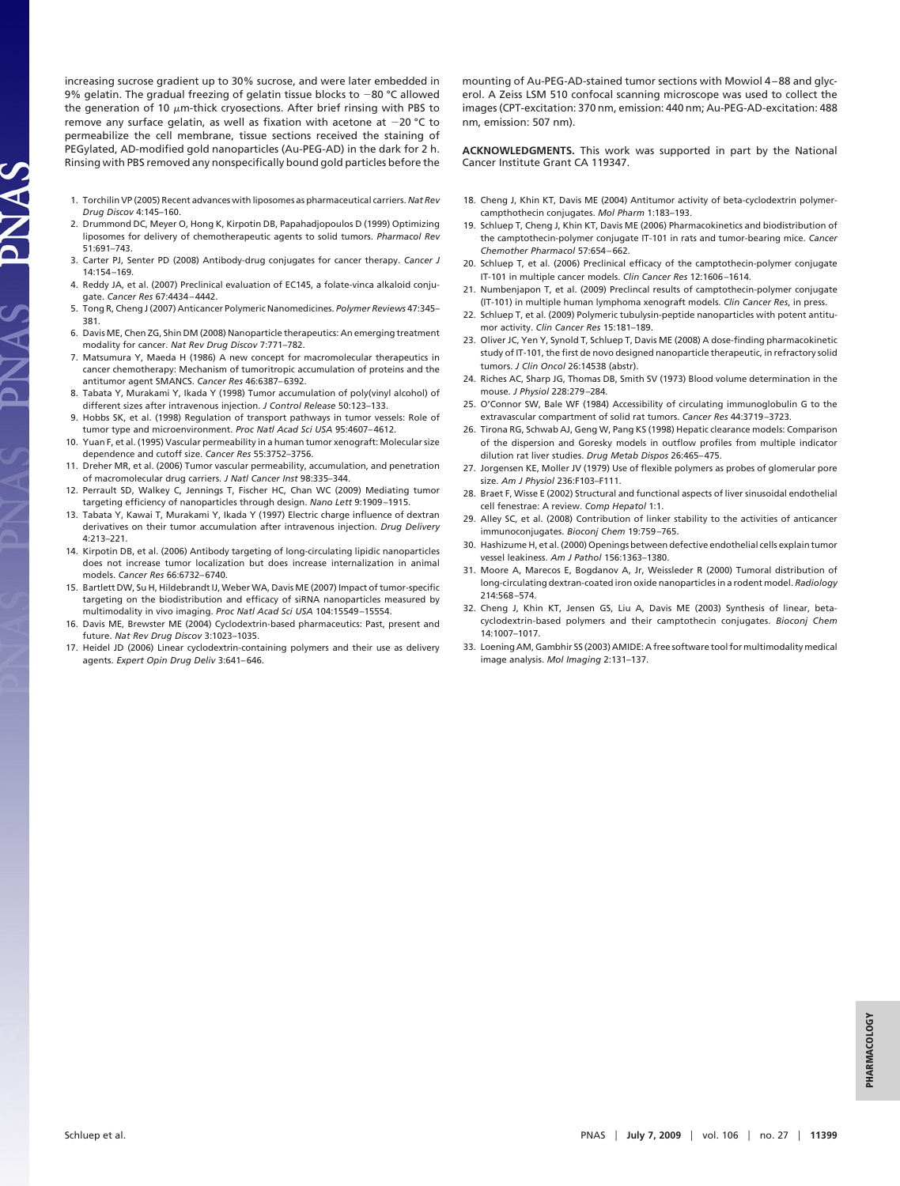increasing sucrose gradient up to 30% sucrose, and were later embedded in 9% gelatin. The gradual freezing of gelatin tissue blocks to −80 °C allowed the generation of 10 μm-thick cryosections. After brief rinsing with PBS to remove any surface gelatin, as well as fixation with acetone at −20 °C to permeabilize the cell membrane, tissue sections received the staining of PEGylated, AD-modified gold nanoparticles (Au-PEG-AD) in the dark for 2 h. Rinsing with PBS removed any nonspecifically bound gold particles before the mounting of Au-PEG-AD-stained tumor sections with Mowiol 4–88 and glycerol. A Zeiss LSM 510 confocal scanning microscope was used to collect the images (CPT-excitation: 370 nm, emission: 440 nm; Au-PEG-AD-excitation: 488 nm, emission: 507 nm).

**ACKNOWLEDGMENTS.** This work was supported in part by the National Cancer Institute Grant CA 119347.

1. Torchilin VP (2005) Recent advances with liposomes as pharmaceutical carriers. *Nat Rev Drug Discov* 4:145–160.
2. Drummond DC, Meyer O, Hong K, Kirpotin DB, Papahadjopoulos D (1999) Optimizing liposomes for delivery of chemotherapeutic agents to solid tumors. *Pharmacol Rev* 51:691–743.
3. Carter PJ, Senter PD (2008) Antibody-drug conjugates for cancer therapy. *Cancer J* 14:154–169.
4. Reddy JA, et al. (2007) Preclinical evaluation of EC145, a folate-vinca alkaloid conjugate. *Cancer Res* 67:4434–4442.
5. Tong R, Cheng J (2007) Anticancer Polymeric Nanomedicines. *Polymer Reviews* 47:345–381.
6. Davis ME, Chen ZG, Shin DM (2008) Nanoparticle therapeutics: An emerging treatment modality for cancer. *Nat Rev Drug Discov* 7:771–782.
7. Matsumura Y, Maeda H (1986) A new concept for macromolecular therapeutics in cancer chemotherapy: Mechanism of tumoritropic accumulation of proteins and the antitumor agent SMANCS. *Cancer Res* 46:6387–6392.
8. Tabata Y, Murakami Y, Ikada Y (1998) Tumor accumulation of poly(vinyl alcohol) of different sizes after intravenous injection. *J Control Release* 50:123–133.
9. Hobbs SK, et al. (1998) Regulation of transport pathways in tumor vessels: Role of tumor type and microenvironment. *Proc Natl Acad Sci USA* 95:4607–4612.
10. Yuan F, et al. (1995) Vascular permeability in a human tumor xenograft: Molecular size dependence and cutoff size. *Cancer Res* 55:3752–3756.
11. Dreher MR, et al. (2006) Tumor vascular permeability, accumulation, and penetration of macromolecular drug carriers. *J Natl Cancer Inst* 98:335–344.
12. Perrault SD, Walkey C, Jennings T, Fischer HC, Chan WC (2009) Mediating tumor targeting efficiency of nanoparticles through design. *Nano Lett* 9:1909–1915.
13. Tabata Y, Kawai T, Murakami Y, Ikada Y (1997) Electric charge influence of dextran derivatives on their tumor accumulation after intravenous injection. *Drug Delivery* 4:213–221.
14. Kirpotin DB, et al. (2006) Antibody targeting of long-circulating lipidic nanoparticles does not increase tumor localization but does increase internalization in animal models. *Cancer Res* 66:6732–6740.
15. Bartlett DW, Su H, Hildebrandt IJ, Weber WA, Davis ME (2007) Impact of tumor-specific targeting on the biodistribution and efficacy of siRNA nanoparticles measured by multimodality in vivo imaging. *Proc Natl Acad Sci USA* 104:15549–15554.
16. Davis ME, Brewster ME (2004) Cyclodextrin-based pharmaceutics: Past, present and future. *Nat Rev Drug Discov* 3:1023–1035.
17. Heidel JD (2006) Linear cyclodextrin-containing polymers and their use as delivery agents. *Expert Opin Drug Deliv* 3:641–646.
18. Cheng J, Khin KT, Davis ME (2004) Antitumor activity of beta-cyclodextrin polymer-campthothecin conjugates. *Mol Pharm* 1:183–193.
19. Schluep T, Cheng J, Khin KT, Davis ME (2006) Pharmacokinetics and biodistribution of the camptothecin-polymer conjugate IT-101 in rats and tumor-bearing mice. *Cancer Chemother Pharmacol* 57:654–662.
20. Schluep T, et al. (2006) Preclinical efficacy of the camptothecin-polymer conjugate IT-101 in multiple cancer models. *Clin Cancer Res* 12:1606–1614.
21. Numbenjapon T, et al. (2009) Preclincal results of camptothecin-polymer conjugate (IT-101) in multiple human lymphoma xenograft models. *Clin Cancer Res*, in press.
22. Schluep T, et al. (2009) Polymeric tubulysin-peptide nanoparticles with potent antitumor activity. *Clin Cancer Res* 15:181–189.
23. Oliver JC, Yen Y, Synold T, Schluep T, Davis ME (2008) A dose-finding pharmacokinetic study of IT-101, the first de novo designed nanoparticle therapeutic, in refractory solid tumors. *J Clin Oncol* 26:14538 (abstr).
24. Riches AC, Sharp JG, Thomas DB, Smith SV (1973) Blood volume determination in the mouse. *J Physiol* 228:279–284.
25. O'Connor SW, Bale WF (1984) Accessibility of circulating immunoglobulin G to the extravascular compartment of solid rat tumors. *Cancer Res* 44:3719–3723.
26. Tirona RG, Schwab AJ, Geng W, Pang KS (1998) Hepatic clearance models: Comparison of the dispersion and Goresky models in outflow profiles from multiple indicator dilution rat liver studies. *Drug Metab Dispos* 26:465–475.
27. Jorgensen KE, Moller JV (1979) Use of flexible polymers as probes of glomerular pore size. *Am J Physiol* 236:F103–F111.
28. Braet F, Wisse E (2002) Structural and functional aspects of liver sinusoidal endothelial cell fenestrae: A review. *Comp Hepatol* 1:1.
29. Alley SC, et al. (2008) Contribution of linker stability to the activities of anticancer immunoconjugates. *Bioconj Chem* 19:759–765.
30. Hashizume H, et al. (2000) Openings between defective endothelial cells explain tumor vessel leakiness. *Am J Pathol* 156:1363–1380.
31. Moore A, Marecos E, Bogdanov A, Jr, Weissleder R (2000) Tumoral distribution of long-circulating dextran-coated iron oxide nanoparticles in a rodent model. *Radiology* 214:568–574.
32. Cheng J, Khin KT, Jensen GS, Liu A, Davis ME (2003) Synthesis of linear, beta-cyclodextrin-based polymers and their camptothecin conjugates. *Bioconj Chem* 14:1007–1017.
33. Loening AM, Gambhir SS (2003) AMIDE: A free software tool for multimodality medical image analysis. *Mol Imaging* 2:131–137.